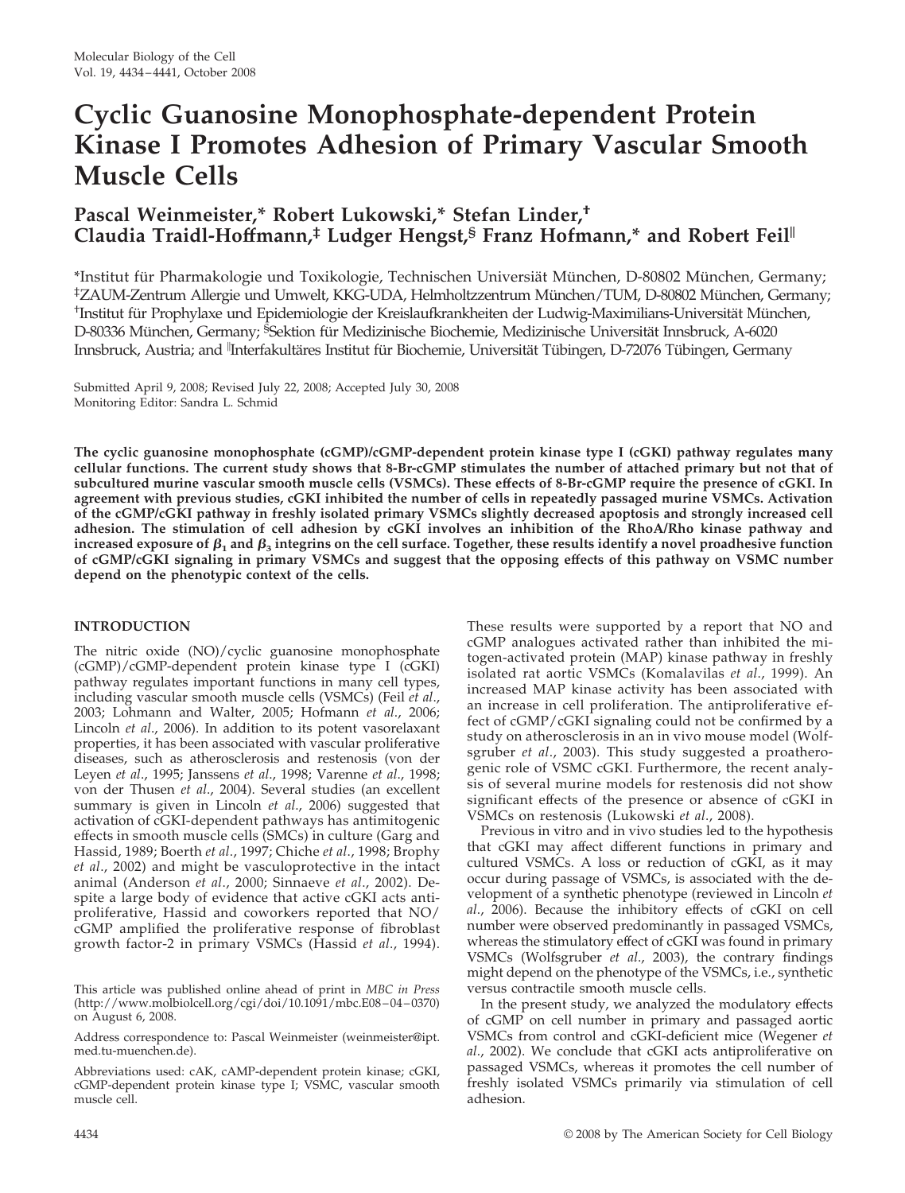# Cyclic Guanosine Monophosphate-dependent Protein Kinase I Promotes Adhesion of Primary Vascular Smooth Muscle Cells

**Pascal Weinmeister,* Robert Lukowski,* Stefan Linder,† Claudia Traidl-Hoffmann,‡ Ludger Hengst,§ Franz Hofmann,* and Robert Feil‖**

*Institut für Pharmakologie und Toxikologie, Technischen Universität München, D-80802 München, Germany; ‡ZAUM-Zentrum Allergie und Umwelt, KKG-UDA, Helmholtzzentrum München/TUM, D-80802 München, Germany; †Institut für Prophylaxe und Epidemiologie der Kreislaufkrankheiten der Ludwig-Maximilians-Universität München, D-80336 München, Germany; §Sektion für Medizinische Biochemie, Medizinische Universität Innsbruck, A-6020 Innsbruck, Austria; and ‖Interfakultäres Institut für Biochemie, Universität Tübingen, D-72076 Tübingen, Germany

Submitted April 9, 2008; Revised July 22, 2008; Accepted July 30, 2008
Monitoring Editor: Sandra L. Schmid

**The cyclic guanosine monophosphate (cGMP)/cGMP-dependent protein kinase type I (cGKI) pathway regulates many cellular functions. The current study shows that 8-Br-cGMP stimulates the number of attached primary but not that of subcultured murine vascular smooth muscle cells (VSMCs). These effects of 8-Br-cGMP require the presence of cGKI. In agreement with previous studies, cGKI inhibited the number of cells in repeatedly passaged murine VSMCs. Activation of the cGMP/cGKI pathway in freshly isolated primary VSMCs slightly decreased apoptosis and strongly increased cell adhesion. The stimulation of cell adhesion by cGKI involves an inhibition of the RhoA/Rho kinase pathway and increased exposure of $\beta_1$ and $\beta_3$ integrins on the cell surface. Together, these results identify a novel proadhesive function of cGMP/cGKI signaling in primary VSMCs and suggest that the opposing effects of this pathway on VSMC number depend on the phenotypic context of the cells.**

## INTRODUCTION

The nitric oxide (NO)/cyclic guanosine monophosphate (cGMP)/cGMP-dependent protein kinase type I (cGKI) pathway regulates important functions in many cell types, including vascular smooth muscle cells (VSMCs) (Feil *et al*., 2003; Lohmann and Walter, 2005; Hofmann *et al*., 2006; Lincoln *et al*., 2006). In addition to its potent vasorelaxant properties, it has been associated with vascular proliferative diseases, such as atherosclerosis and restenosis (von der Leyen *et al*., 1995; Janssens *et al*., 1998; Varenne *et al*., 1998; von der Thusen *et al*., 2004). Several studies (an excellent summary is given in Lincoln *et al*., 2006) suggested that activation of cGKI-dependent pathways has antimitogenic effects in smooth muscle cells (SMCs) in culture (Garg and Hassid, 1989; Boerth *et al*., 1997; Chiche *et al*., 1998; Brophy *et al*., 2002) and might be vasculoprotective in the intact animal (Anderson *et al*., 2000; Sinnaeve *et al*., 2002). Despite a large body of evidence that active cGKI acts antiproliferative, Hassid and coworkers reported that NO/cGMP amplified the proliferative response of fibroblast growth factor-2 in primary VSMCs (Hassid *et al*., 1994). These results were supported by a report that NO and cGMP analogues activated rather than inhibited the mitogen-activated protein (MAP) kinase pathway in freshly isolated rat aortic VSMCs (Komalavilas *et al*., 1999). An increased MAP kinase activity has been associated with an increase in cell proliferation. The antiproliferative effect of cGMP/cGKI signaling could not be confirmed by a study on atherosclerosis in an in vivo mouse model (Wolfsgruber *et al*., 2003). This study suggested a proatherogenic role of VSMC cGKI. Furthermore, the recent analysis of several murine models for restenosis did not show significant effects of the presence or absence of cGKI in VSMCs on restenosis (Lukowski *et al*., 2008).

Previous in vitro and in vivo studies led to the hypothesis that cGKI may affect different functions in primary and cultured VSMCs. A loss or reduction of cGKI, as it may occur during passage of VSMCs, is associated with the development of a synthetic phenotype (reviewed in Lincoln *et al*., 2006). Because the inhibitory effects of cGKI on cell number were observed predominantly in passaged VSMCs, whereas the stimulatory effect of cGKI was found in primary VSMCs (Wolfsgruber *et al*., 2003), the contrary findings might depend on the phenotype of the VSMCs, i.e., synthetic versus contractile smooth muscle cells.

In the present study, we analyzed the modulatory effects of cGMP on cell number in primary and passaged aortic VSMCs from control and cGKI-deficient mice (Wegener *et al*., 2002). We conclude that cGKI acts antiproliferative on passaged VSMCs, whereas it promotes the cell number of freshly isolated VSMCs primarily via stimulation of cell adhesion.

This article was published online ahead of print in *MBC in Press* (http://www.molbiolcell.org/cgi/doi/10.1091/mbc.E08–04–0370) on August 6, 2008.

Address correspondence to: Pascal Weinmeister (weinmeister@ipt.med.tu-muenchen.de).

Abbreviations used: cAK, cAMP-dependent protein kinase; cGKI, cGMP-dependent protein kinase type I; VSMC, vascular smooth muscle cell.

© 2008 by The American Society for Cell Biology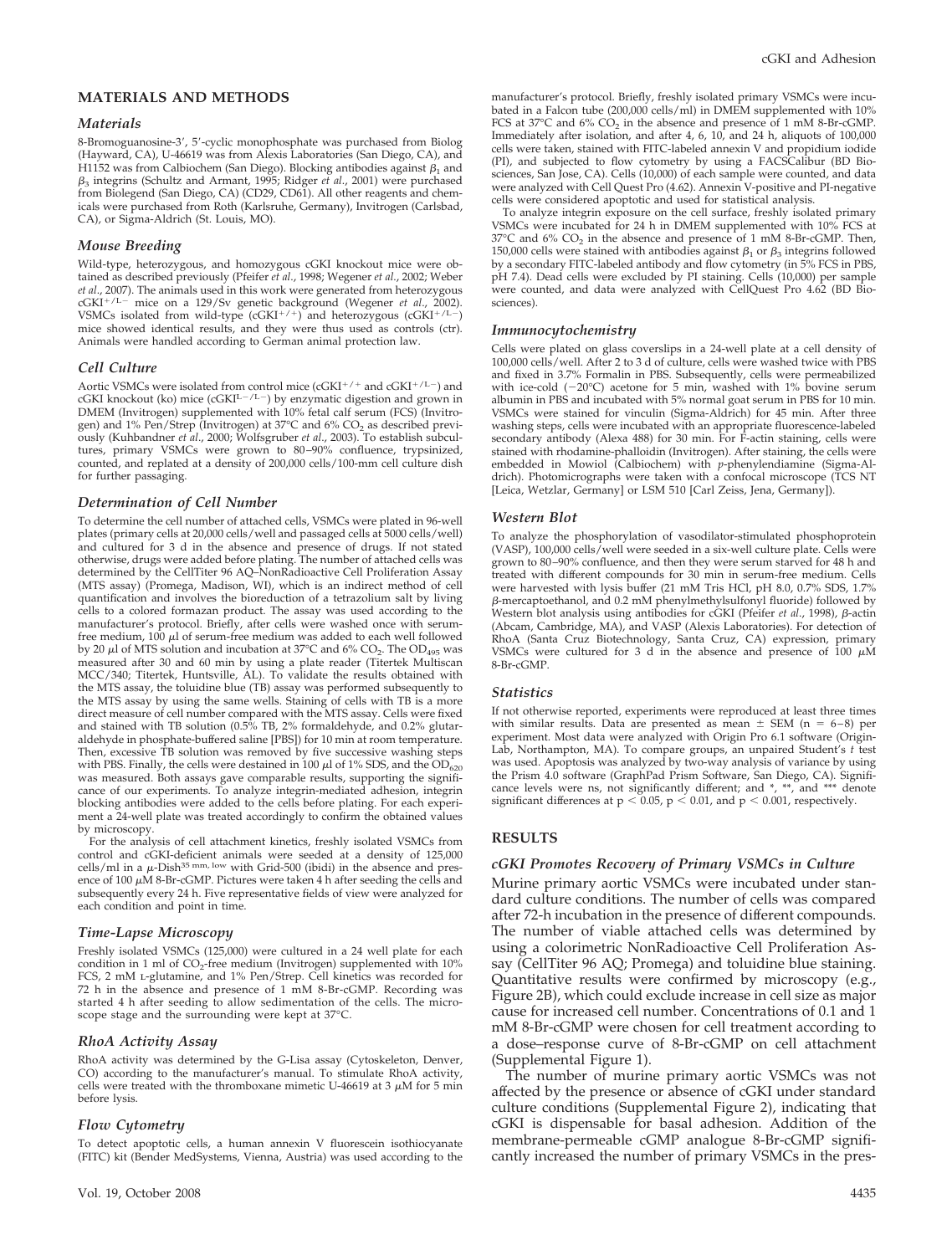## MATERIALS AND METHODS

### Materials

8-Bromoguanosine-3′, 5′-cyclic monophosphate was purchased from Biolog (Hayward, CA), U-46619 was from Alexis Laboratories (San Diego, CA), and H1152 was from Calbiochem (San Diego). Blocking antibodies against $\beta_1$ and $\beta_3$ integrins (Schultz and Armant, 1995; Ridger *et al.*, 2001) were purchased from Biolegend (San Diego, CA) (CD29, CD61). All other reagents and chemicals were purchased from Roth (Karlsruhe, Germany), Invitrogen (Carlsbad, CA), or Sigma-Aldrich (St. Louis, MO).

### Mouse Breeding

Wild-type, heterozygous, and homozygous cGKI knockout mice were obtained as described previously (Pfeifer *et al.*, 1998; Wegener *et al.*, 2002; Weber *et al.*, 2007). The animals used in this work were generated from heterozygous cGKI$^{+/L-}$ mice on a 129/Sv genetic background (Wegener *et al.*, 2002). VSMCs isolated from wild-type (cGKI$^{+/+}$) and heterozygous (cGKI$^{+/L-}$) mice showed identical results, and they were thus used as controls (ctr). Animals were handled according to German animal protection law.

### Cell Culture

Aortic VSMCs were isolated from control mice (cGKI$^{+/+}$ and cGKI$^{+/L-}$) and cGKI knockout (ko) mice (cGKI$^{L-/L-}$) by enzymatic digestion and grown in DMEM (Invitrogen) supplemented with 10% fetal calf serum (FCS) (Invitrogen) and 1% Pen/Strep (Invitrogen) at 37°C and 6% $CO_2$ as described previously (Kuhbandner *et al.*, 2000; Wolfsgruber *et al.*, 2003). To establish subcultures, primary VSMCs were grown to 80–90% confluence, trypsinized, counted, and replated at a density of 200,000 cells/100-mm cell culture dish for further passaging.

### Determination of Cell Number

To determine the cell number of attached cells, VSMCs were plated in 96-well plates (primary cells at 20,000 cells/well and passaged cells at 5000 cells/well) and cultured for 3 d in the absence and presence of drugs. If not stated otherwise, drugs were added before plating. The number of attached cells was determined by the CellTiter 96 AQ–NonRadioactive Cell Proliferation Assay (MTS assay) (Promega, Madison, WI), which is an indirect method of cell quantification and involves the bioreduction of a tetrazolium salt by living cells to a colored formazan product. The assay was used according to the manufacturer's protocol. Briefly, after cells were washed once with serum-free medium, 100 μl of serum-free medium was added to each well followed by 20 μl of MTS solution and incubation at 37°C and 6% $CO_2$. The $OD_{495}$ was measured after 30 and 60 min by using a plate reader (Titertek Multiscan MCC/340; Titertek, Huntsville, AL). To validate the results obtained with the MTS assay, the toluidine blue (TB) assay was performed subsequently to the MTS assay by using the same wells. Staining of cells with TB is a more direct measure of cell number compared with the MTS assay. Cells were fixed and stained with TB solution (0.5% TB, 2% formaldehyde, and 0.2% glutaraldehyde in phosphate-buffered saline [PBS]) for 10 min at room temperature. Then, excessive TB solution was removed by five successive washing steps with PBS. Finally, the cells were destained in 100 μl of 1% SDS, and the $OD_{620}$ was measured. Both assays gave comparable results, supporting the significance of our experiments. To analyze integrin-mediated adhesion, integrin blocking antibodies were added to the cells before plating. For each experiment a 24-well plate was treated accordingly to confirm the obtained values by microscopy.

For the analysis of cell attachment kinetics, freshly isolated VSMCs from control and cGKI-deficient animals were seeded at a density of 125,000 cells/ml in a μ-Dish$^{35\ mm,\ low}$ with Grid-500 (ibidi) in the absence and presence of 100 μM 8-Br-cGMP. Pictures were taken 4 h after seeding the cells and subsequently every 24 h. Five representative fields of view were analyzed for each condition and point in time.

### Time-Lapse Microscopy

Freshly isolated VSMCs (125,000) were cultured in a 24 well plate for each condition in 1 ml of $CO_2$-free medium (Invitrogen) supplemented with 10% FCS, 2 mM L-glutamine, and 1% Pen/Strep. Cell kinetics was recorded for 72 h in the absence and presence of 1 mM 8-Br-cGMP. Recording was started 4 h after seeding to allow sedimentation of the cells. The microscope stage and the surrounding were kept at 37°C.

### RhoA Activity Assay

RhoA activity was determined by the G-Lisa assay (Cytoskeleton, Denver, CO) according to the manufacturer's manual. To stimulate RhoA activity, cells were treated with the thromboxane mimetic U-46619 at 3 μM for 5 min before lysis.

### Flow Cytometry

To detect apoptotic cells, a human annexin V fluorescein isothiocyanate (FITC) kit (Bender MedSystems, Vienna, Austria) was used according to the manufacturer's protocol. Briefly, freshly isolated primary VSMCs were incubated in a Falcon tube (200,000 cells/ml) in DMEM supplemented with 10% FCS at 37°C and 6% $CO_2$ in the absence and presence of 1 mM 8-Br-cGMP. Immediately after isolation, and after 4, 6, 10, and 24 h, aliquots of 100,000 cells were taken, stained with FITC-labeled annexin V and propidium iodide (PI), and subjected to flow cytometry by using a FACSCalibur (BD Biosciences, San Jose, CA). Cells (10,000) of each sample were counted, and data were analyzed with Cell Quest Pro (4.62). Annexin V-positive and PI-negative cells were considered apoptotic and used for statistical analysis.

To analyze integrin exposure on the cell surface, freshly isolated primary VSMCs were incubated for 24 h in DMEM supplemented with 10% FCS at 37°C and 6% $CO_2$ in the absence and presence of 1 mM 8-Br-cGMP. Then, 150,000 cells were stained with antibodies against $\beta_1$ or $\beta_3$ integrins followed by a secondary FITC-labeled antibody and flow cytometry (in 5% FCS in PBS, pH 7.4). Dead cells were excluded by PI staining. Cells (10,000) per sample were counted, and data were analyzed with CellQuest Pro 4.62 (BD Biosciences).

### Immunocytochemistry

Cells were plated on glass coverslips in a 24-well plate at a cell density of 100,000 cells/well. After 2 to 3 d of culture, cells were washed twice with PBS and fixed in 3.7% Formalin in PBS. Subsequently, cells were permeabilized with ice-cold (−20°C) acetone for 5 min, washed with 1% bovine serum albumin in PBS and incubated with 5% normal goat serum in PBS for 10 min. VSMCs were stained for vinculin (Sigma-Aldrich) for 45 min. After three washing steps, cells were incubated with an appropriate fluorescence-labeled secondary antibody (Alexa 488) for 30 min. For F-actin staining, cells were stained with rhodamine-phalloidin (Invitrogen). After staining, the cells were embedded in Mowiol (Calbiochem) with *p*-phenylendiamine (Sigma-Aldrich). Photomicrographs were taken with a confocal microscope (TCS NT [Leica, Wetzlar, Germany] or LSM 510 [Carl Zeiss, Jena, Germany]).

### Western Blot

To analyze the phosphorylation of vasodilator-stimulated phosphoprotein (VASP), 100,000 cells/well were seeded in a six-well culture plate. Cells were grown to 80–90% confluence, and then they were serum starved for 48 h and treated with different compounds for 30 min in serum-free medium. Cells were harvested with lysis buffer (21 mM Tris HCl, pH 8.0, 0.7% SDS, 1.7% β-mercaptoethanol, and 0.2 mM phenylmethylsulfonyl fluoride) followed by Western blot analysis using antibodies for cGKI (Pfeifer *et al.*, 1998), β-actin (Abcam, Cambridge, MA), and VASP (Alexis Laboratories). For detection of RhoA (Santa Cruz Biotechnology, Santa Cruz, CA) expression, primary VSMCs were cultured for 3 d in the absence and presence of 100 μM 8-Br-cGMP.

### Statistics

If not otherwise reported, experiments were reproduced at least three times with similar results. Data are presented as mean ± SEM (n = 6–8) per experiment. Most data were analyzed with Origin Pro 6.1 software (OriginLab, Northampton, MA). To compare groups, an unpaired Student's *t* test was used. Apoptosis was analyzed by two-way analysis of variance by using the Prism 4.0 software (GraphPad Prism Software, San Diego, CA). Significance levels were ns, not significantly different; and *, **, and *** denote significant differences at $p < 0.05$, $p < 0.01$, and $p < 0.001$, respectively.

## RESULTS

### cGKI Promotes Recovery of Primary VSMCs in Culture

Murine primary aortic VSMCs were incubated under standard culture conditions. The number of cells was compared after 72-h incubation in the presence of different compounds. The number of viable attached cells was determined by using a colorimetric NonRadioactive Cell Proliferation Assay (CellTiter 96 AQ; Promega) and toluidine blue staining. Quantitative results were confirmed by microscopy (e.g., Figure 2B), which could exclude increase in cell size as major cause for increased cell number. Concentrations of 0.1 and 1 mM 8-Br-cGMP were chosen for cell treatment according to a dose–response curve of 8-Br-cGMP on cell attachment (Supplemental Figure 1).

The number of murine primary aortic VSMCs was not affected by the presence or absence of cGKI under standard culture conditions (Supplemental Figure 2), indicating that cGKI is dispensable for basal adhesion. Addition of the membrane-permeable cGMP analogue 8-Br-cGMP significantly increased the number of primary VSMCs in the pres-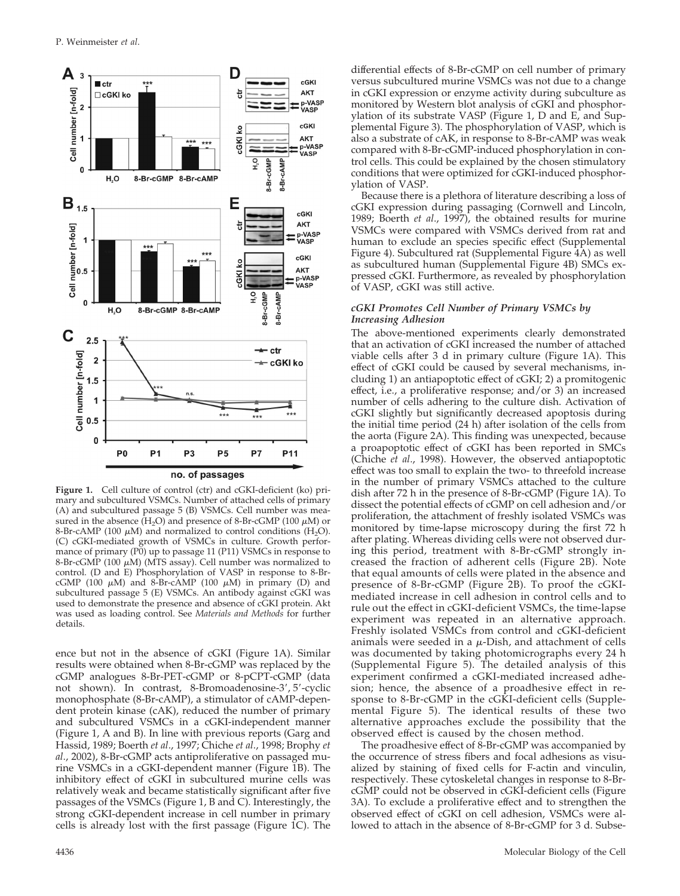**Figure 1.** Cell culture of control (ctr) and cGKI-deficient (ko) primary and subcultured VSMCs. Number of attached cells of primary (A) and subcultured passage 5 (B) VSMCs. Cell number was measured in the absence ($H_2O$) and presence of 8-Br-cGMP (100 $\mu$M) or 8-Br-cAMP (100 $\mu$M) and normalized to control conditions ($H_2O$). (C) cGKI-mediated growth of VSMCs in culture. Growth performance of primary (P0) up to passage 11 (P11) VSMCs in response to 8-Br-cGMP (100 $\mu$M) (MTS assay). Cell number was normalized to control. (D and E) Phosphorylation of VASP in response to 8-Br-cGMP (100 $\mu$M) and 8-Br-cAMP (100 $\mu$M) in primary (D) and subcultured passage 5 (E) VSMCs. An antibody against cGKI was used to demonstrate the presence and absence of cGKI protein. Akt was used as loading control. See *Materials and Methods* for further details.

ence but not in the absence of cGKI (Figure 1A). Similar results were obtained when 8-Br-cGMP was replaced by the cGMP analogues 8-Br-PET-cGMP or 8-pCPT-cGMP (data not shown). In contrast, 8-Bromoadenosine-3′, 5′-cyclic monophosphate (8-Br-cAMP), a stimulator of cAMP-dependent protein kinase (cAK), reduced the number of primary and subcultured VSMCs in a cGKI-independent manner (Figure 1, A and B). In line with previous reports (Garg and Hassid, 1989; Boerth *et al.*, 1997; Chiche *et al.*, 1998; Brophy *et al.*, 2002), 8-Br-cGMP acts antiproliferative on passaged murine VSMCs in a cGKI-dependent manner (Figure 1B). The inhibitory effect of cGKI in subcultured murine cells was relatively weak and became statistically significant after five passages of the VSMCs (Figure 1, B and C). Interestingly, the strong cGKI-dependent increase in cell number in primary cells is already lost with the first passage (Figure 1C). The differential effects of 8-Br-cGMP on cell number of primary versus subcultured murine VSMCs was not due to a change in cGKI expression or enzyme activity during subculture as monitored by Western blot analysis of cGKI and phosphorylation of its substrate VASP (Figure 1, D and E, and Supplemental Figure 3). The phosphorylation of VASP, which is also a substrate of cAK, in response to 8-Br-cAMP was weak compared with 8-Br-cGMP-induced phosphorylation in control cells. This could be explained by the chosen stimulatory conditions that were optimized for cGKI-induced phosphorylation of VASP.

Because there is a plethora of literature describing a loss of cGKI expression during passaging (Cornwell and Lincoln, 1989; Boerth *et al.*, 1997), the obtained results for murine VSMCs were compared with VSMCs derived from rat and human to exclude an species specific effect (Supplemental Figure 4). Subcultured rat (Supplemental Figure 4A) as well as subcultured human (Supplemental Figure 4B) SMCs expressed cGKI. Furthermore, as revealed by phosphorylation of VASP, cGKI was still active.

### *cGKI Promotes Cell Number of Primary VSMCs by Increasing Adhesion*

The above-mentioned experiments clearly demonstrated that an activation of cGKI increased the number of attached viable cells after 3 d in primary culture (Figure 1A). This effect of cGKI could be caused by several mechanisms, including 1) an antiapoptotic effect of cGKI; 2) a promitogenic effect, i.e., a proliferative response; and/or 3) an increased number of cells adhering to the culture dish. Activation of cGKI slightly but significantly decreased apoptosis during the initial time period (24 h) after isolation of the cells from the aorta (Figure 2A). This finding was unexpected, because a proapoptotic effect of cGKI has been reported in SMCs (Chiche *et al.*, 1998). However, the observed antiapoptotic effect was too small to explain the two- to threefold increase in the number of primary VSMCs attached to the culture dish after 72 h in the presence of 8-Br-cGMP (Figure 1A). To dissect the potential effects of cGMP on cell adhesion and/or proliferation, the attachment of freshly isolated VSMCs was monitored by time-lapse microscopy during the first 72 h after plating. Whereas dividing cells were not observed during this period, treatment with 8-Br-cGMP strongly increased the fraction of adherent cells (Figure 2B). Note that equal amounts of cells were plated in the absence and presence of 8-Br-cGMP (Figure 2B). To proof the cGKI-mediated increase in cell adhesion in control cells and to rule out the effect in cGKI-deficient VSMCs, the time-lapse experiment was repeated in an alternative approach. Freshly isolated VSMCs from control and cGKI-deficient animals were seeded in a $\mu$-Dish, and attachment of cells was documented by taking photomicrographs every 24 h (Supplemental Figure 5). The detailed analysis of this experiment confirmed a cGKI-mediated increased adhesion; hence, the absence of a proadhesive effect in response to 8-Br-cGMP in the cGKI-deficient cells (Supplemental Figure 5). The identical results of these two alternative approaches exclude the possibility that the observed effect is caused by the chosen method.

The proadhesive effect of 8-Br-cGMP was accompanied by the occurrence of stress fibers and focal adhesions as visualized by staining of fixed cells for F-actin and vinculin, respectively. These cytoskeletal changes in response to 8-Br-cGMP could not be observed in cGKI-deficient cells (Figure 3A). To exclude a proliferative effect and to strengthen the observed effect of cGKI on cell adhesion, VSMCs were allowed to attach in the absence of 8-Br-cGMP for 3 d. Subse-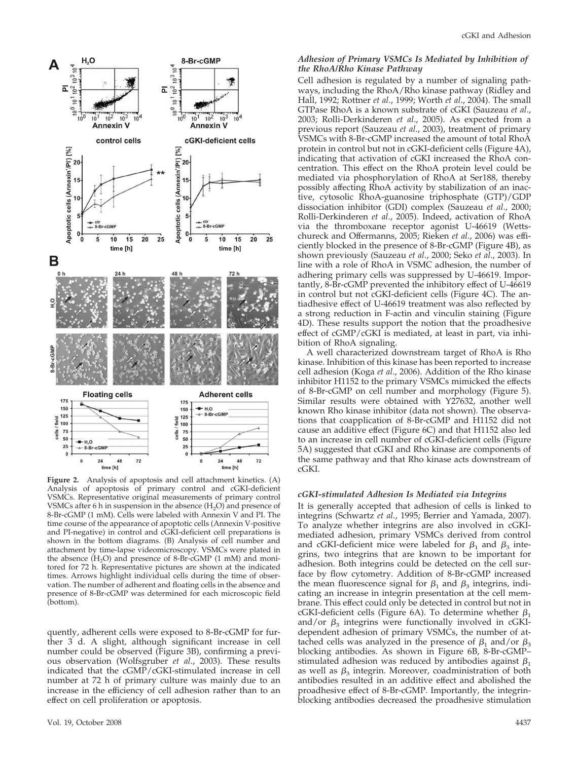**Figure 2.** Analysis of apoptosis and cell attachment kinetics. (A) Analysis of apoptosis of primary control and cGKI-deficient VSMCs. Representative original measurements of primary control VSMCs after 6 h in suspension in the absence ($H_2O$) and presence of 8-Br-cGMP (1 mM). Cells were labeled with Annexin V and PI. The time course of the appearance of apoptotic cells (Annexin V-positive and PI-negative) in control and cGKI-deficient cell preparations is shown in the bottom diagrams. (B) Analysis of cell number and attachment by time-lapse videomicroscopy. VSMCs were plated in the absence ($H_2O$) and presence of 8-Br-cGMP (1 mM) and monitored for 72 h. Representative pictures are shown at the indicated times. Arrows highlight individual cells during the time of observation. The number of adherent and floating cells in the absence and presence of 8-Br-cGMP was determined for each microscopic field (bottom).

quently, adherent cells were exposed to 8-Br-cGMP for further 3 d. A slight, although significant increase in cell number could be observed (Figure 3B), confirming a previous observation (Wolfsgruber *et al.*, 2003). These results indicated that the cGMP/cGKI-stimulated increase in cell number at 72 h of primary culture was mainly due to an increase in the efficiency of cell adhesion rather than to an effect on cell proliferation or apoptosis.

### *Adhesion of Primary VSMCs Is Mediated by Inhibition of the RhoA/Rho Kinase Pathway*

Cell adhesion is regulated by a number of signaling pathways, including the RhoA/Rho kinase pathway (Ridley and Hall, 1992; Rottner *et al.*, 1999; Worth *et al.*, 2004). The small GTPase RhoA is a known substrate of cGKI (Sauzeau *et al.*, 2003; Rolli-Derkinderen *et al.*, 2005). As expected from a previous report (Sauzeau *et al.*, 2003), treatment of primary VSMCs with 8-Br-cGMP increased the amount of total RhoA protein in control but not in cGKI-deficient cells (Figure 4A), indicating that activation of cGKI increased the RhoA concentration. This effect on the RhoA protein level could be mediated via phosphorylation of RhoA at Ser188, thereby possibly affecting RhoA activity by stabilization of an inactive, cytosolic RhoA-guanosine triphosphate (GTP)/GDP dissociation inhibitor (GDI) complex (Sauzeau *et al.*, 2000; Rolli-Derkinderen *et al.*, 2005). Indeed, activation of RhoA via the thromboxane receptor agonist U-46619 (Wettschureck and Offermanns, 2005; Rieken *et al.*, 2006) was efficiently blocked in the presence of 8-Br-cGMP (Figure 4B), as shown previously (Sauzeau *et al.*, 2000; Seko *et al.*, 2003). In line with a role of RhoA in VSMC adhesion, the number of adhering primary cells was suppressed by U-46619. Importantly, 8-Br-cGMP prevented the inhibitory effect of U-46619 in control but not cGKI-deficient cells (Figure 4C). The antiadhesive effect of U-46619 treatment was also reflected by a strong reduction in F-actin and vinculin staining (Figure 4D). These results support the notion that the proadhesive effect of cGMP/cGKI is mediated, at least in part, via inhibition of RhoA signaling.

A well characterized downstream target of RhoA is Rho kinase. Inhibition of this kinase has been reported to increase cell adhesion (Koga *et al.*, 2006). Addition of the Rho kinase inhibitor H1152 to the primary VSMCs mimicked the effects of 8-Br-cGMP on cell number and morphology (Figure 5). Similar results were obtained with Y27632, another well known Rho kinase inhibitor (data not shown). The observations that coapplication of 8-Br-cGMP and H1152 did not cause an additive effect (Figure 6C) and that H1152 also led to an increase in cell number of cGKI-deficient cells (Figure 5A) suggested that cGKI and Rho kinase are components of the same pathway and that Rho kinase acts downstream of cGKI.

### *cGKI-stimulated Adhesion Is Mediated via Integrins*

It is generally accepted that adhesion of cells is linked to integrins (Schwartz *et al.*, 1995; Berrier and Yamada, 2007). To analyze whether integrins are also involved in cGKI-mediated adhesion, primary VSMCs derived from control and cGKI-deficient mice were labeled for $\beta_1$ and $\beta_3$ integrins, two integrins that are known to be important for adhesion. Both integrins could be detected on the cell surface by flow cytometry. Addition of 8-Br-cGMP increased the mean fluorescence signal for $\beta_1$ and $\beta_3$ integrins, indicating an increase in integrin presentation at the cell membrane. This effect could only be detected in control but not in cGKI-deficient cells (Figure 6A). To determine whether $\beta_1$ and/or $\beta_3$ integrins were functionally involved in cGKI-dependent adhesion of primary VSMCs, the number of attached cells was analyzed in the presence of $\beta_1$ and/or $\beta_3$ blocking antibodies. As shown in Figure 6B, 8-Br-cGMP–stimulated adhesion was reduced by antibodies against $\beta_1$ as well as $\beta_3$ integrin. Moreover, coadministration of both antibodies resulted in an additive effect and abolished the proadhesive effect of 8-Br-cGMP. Importantly, the integrin-blocking antibodies decreased the proadhesive stimulation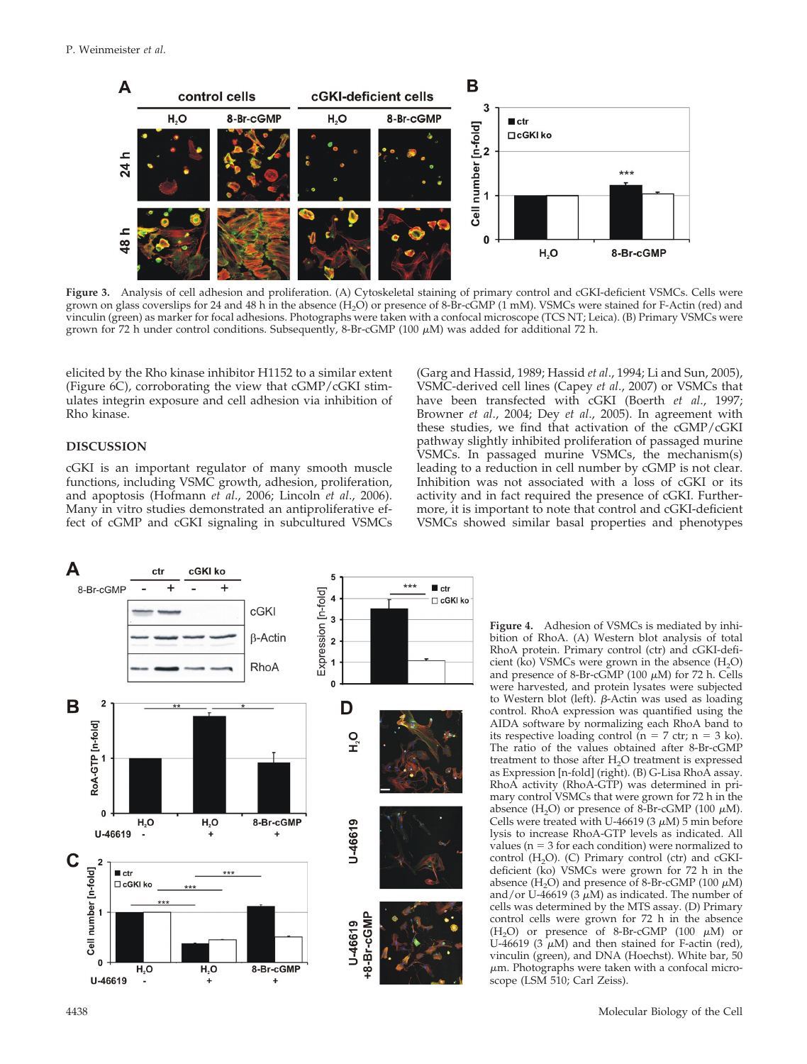**Figure 3.** Analysis of cell adhesion and proliferation. (A) Cytoskeletal staining of primary control and cGKI-deficient VSMCs. Cells were grown on glass coverslips for 24 and 48 h in the absence ($H_2O$) or presence of 8-Br-cGMP (1 mM). VSMCs were stained for F-Actin (red) and vinculin (green) as marker for focal adhesions. Photographs were taken with a confocal microscope (TCS NT; Leica). (B) Primary VSMCs were grown for 72 h under control conditions. Subsequently, 8-Br-cGMP (100 $\mu$M) was added for additional 72 h.

elicited by the Rho kinase inhibitor H1152 to a similar extent (Figure 6C), corroborating the view that cGMP/cGKI stimulates integrin exposure and cell adhesion via inhibition of Rho kinase.

## DISCUSSION

cGKI is an important regulator of many smooth muscle functions, including VSMC growth, adhesion, proliferation, and apoptosis (Hofmann *et al.*, 2006; Lincoln *et al.*, 2006). Many in vitro studies demonstrated an antiproliferative effect of cGMP and cGKI signaling in subcultured VSMCs (Garg and Hassid, 1989; Hassid *et al.*, 1994; Li and Sun, 2005), VSMC-derived cell lines (Capey *et al.*, 2007) or VSMCs that have been transfected with cGKI (Boerth *et al.*, 1997; Browner *et al.*, 2004; Dey *et al.*, 2005). In agreement with these studies, we find that activation of the cGMP/cGKI pathway slightly inhibited proliferation of passaged murine VSMCs. In passaged murine VSMCs, the mechanism(s) leading to a reduction in cell number by cGMP is not clear. Inhibition was not associated with a loss of cGKI or its activity and in fact required the presence of cGKI. Furthermore, it is important to note that control and cGKI-deficient VSMCs showed similar basal properties and phenotypes

**Figure 4.** Adhesion of VSMCs is mediated by inhibition of RhoA. (A) Western blot analysis of total RhoA protein. Primary control (ctr) and cGKI-deficient (ko) VSMCs were grown in the absence ($H_2O$) and presence of 8-Br-cGMP (100 $\mu$M) for 72 h. Cells were harvested, and protein lysates were subjected to Western blot (left). $\beta$-Actin was used as loading control. RhoA expression was quantified using the AIDA software by normalizing each RhoA band to its respective loading control (n = 7 ctr; n = 3 ko). The ratio of the values obtained after 8-Br-cGMP treatment to those after $H_2O$ treatment is expressed as Expression [n-fold] (right). (B) G-Lisa RhoA assay. RhoA activity (RhoA-GTP) was determined in primary control VSMCs that were grown for 72 h in the absence ($H_2O$) or presence of 8-Br-cGMP (100 $\mu$M). Cells were treated with U-46619 (3 $\mu$M) 5 min before lysis to increase RhoA-GTP levels as indicated. All values (n = 3 for each condition) were normalized to control ($H_2O$). (C) Primary control (ctr) and cGKI-deficient (ko) VSMCs were grown for 72 h in the absence ($H_2O$) and presence of 8-Br-cGMP (100 $\mu$M) and/or U-46619 (3 $\mu$M) as indicated. The number of cells was determined by the MTS assay. (D) Primary control cells were grown for 72 h in the absence ($H_2O$) or presence of 8-Br-cGMP (100 $\mu$M) or U-46619 (3 $\mu$M) and then stained for F-actin (red), vinculin (green), and DNA (Hoechst). White bar, 50 $\mu$m. Photographs were taken with a confocal microscope (LSM 510; Carl Zeiss).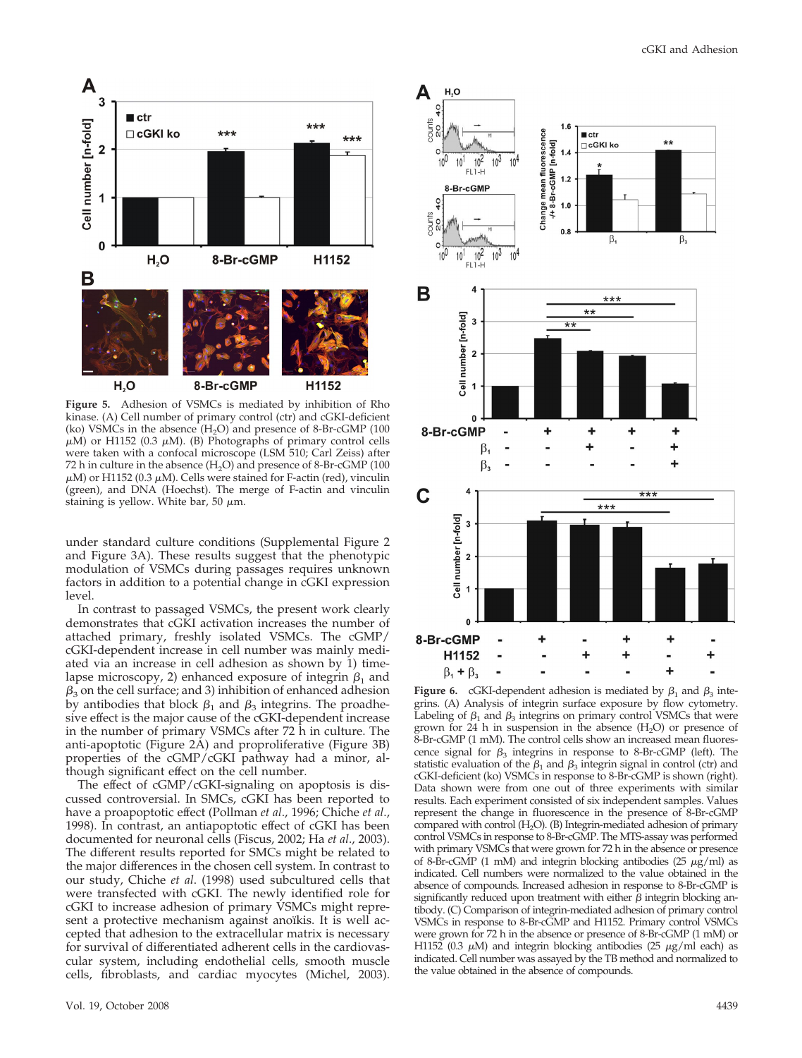**Figure 5.** Adhesion of VSMCs is mediated by inhibition of Rho kinase. (A) Cell number of primary control (ctr) and cGKI-deficient (ko) VSMCs in the absence ($H_2O$) and presence of 8-Br-cGMP (100 $\mu$M) or H1152 (0.3 $\mu$M). (B) Photographs of primary control cells were taken with a confocal microscope (LSM 510; Carl Zeiss) after 72 h in culture in the absence ($H_2O$) and presence of 8-Br-cGMP (100 $\mu$M) or H1152 (0.3 $\mu$M). Cells were stained for F-actin (red), vinculin (green), and DNA (Hoechst). The merge of F-actin and vinculin staining is yellow. White bar, 50 $\mu$m.

under standard culture conditions (Supplemental Figure 2 and Figure 3A). These results suggest that the phenotypic modulation of VSMCs during passages requires unknown factors in addition to a potential change in cGKI expression level.

In contrast to passaged VSMCs, the present work clearly demonstrates that cGKI activation increases the number of attached primary, freshly isolated VSMCs. The cGMP/cGKI-dependent increase in cell number was mainly mediated via an increase in cell adhesion as shown by 1) time-lapse microscopy, 2) enhanced exposure of integrin $\beta_1$ and $\beta_3$ on the cell surface; and 3) inhibition of enhanced adhesion by antibodies that block $\beta_1$ and $\beta_3$ integrins. The proadhesive effect is the major cause of the cGKI-dependent increase in the number of primary VSMCs after 72 h in culture. The anti-apoptotic (Figure 2A) and proproliferative (Figure 3B) properties of the cGMP/cGKI pathway had a minor, although significant effect on the cell number.

The effect of cGMP/cGKI-signaling on apoptosis is discussed controversial. In SMCs, cGKI has been reported to have a proapoptotic effect (Pollman *et al.*, 1996; Chiche *et al.*, 1998). In contrast, an antiapoptotic effect of cGKI has been documented for neuronal cells (Fiscus, 2002; Ha *et al.*, 2003). The different results reported for SMCs might be related to the major differences in the chosen cell system. In contrast to our study, Chiche *et al.* (1998) used subcultured cells that were transfected with cGKI. The newly identified role for cGKI to increase adhesion of primary VSMCs might represent a protective mechanism against anoïkis. It is well accepted that adhesion to the extracellular matrix is necessary for survival of differentiated adherent cells in the cardiovascular system, including endothelial cells, smooth muscle cells, fibroblasts, and cardiac myocytes (Michel, 2003).

**Figure 6.** cGKI-dependent adhesion is mediated by $\beta_1$ and $\beta_3$ integrins. (A) Analysis of integrin surface exposure by flow cytometry. Labeling of $\beta_1$ and $\beta_3$ integrins on primary control VSMCs that were grown for 24 h in suspension in the absence ($H_2O$) or presence of 8-Br-cGMP (1 mM). The control cells show an increased mean fluorescence signal for $\beta_3$ integrins in response to 8-Br-cGMP (left). The statistic evaluation of the $\beta_1$ and $\beta_3$ integrin signal in control (ctr) and cGKI-deficient (ko) VSMCs in response to 8-Br-cGMP is shown (right). Data shown were from one out of three experiments with similar results. Each experiment consisted of six independent samples. Values represent the change in fluorescence in the presence of 8-Br-cGMP compared with control ($H_2O$). (B) Integrin-mediated adhesion of primary control VSMCs in response to 8-Br-cGMP. The MTS-assay was performed with primary VSMCs that were grown for 72 h in the absence or presence of 8-Br-cGMP (1 mM) and integrin blocking antibodies (25 $\mu$g/ml) as indicated. Cell numbers were normalized to the value obtained in the absence of compounds. Increased adhesion in response to 8-Br-cGMP is significantly reduced upon treatment with either $\beta$ integrin blocking antibody. (C) Comparison of integrin-mediated adhesion of primary control VSMCs in response to 8-Br-cGMP and H1152. Primary control VSMCs were grown for 72 h in the absence or presence of 8-Br-cGMP (1 mM) or H1152 (0.3 $\mu$M) and integrin blocking antibodies (25 $\mu$g/ml each) as indicated. Cell number was assayed by the TB method and normalized to the value obtained in the absence of compounds.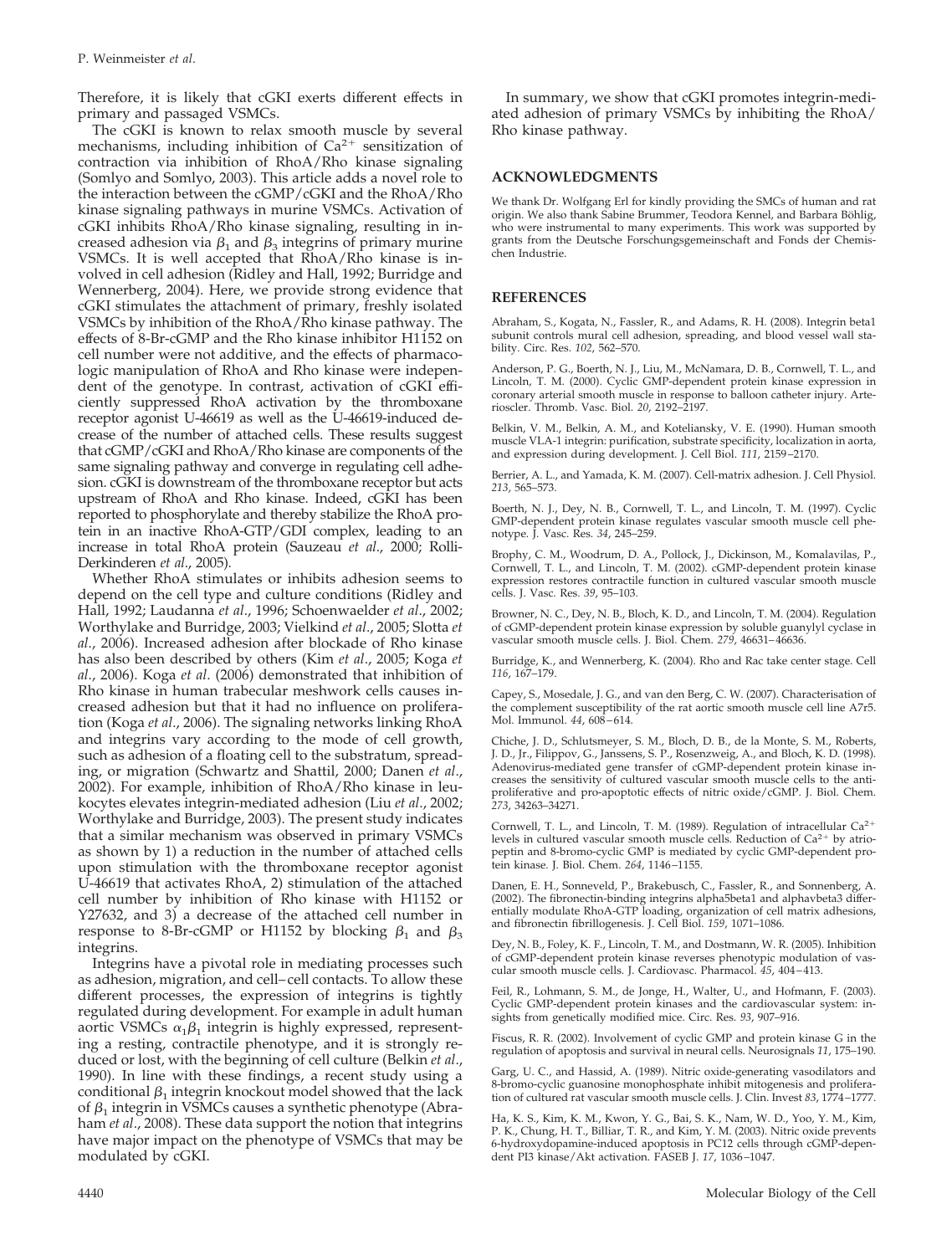Therefore, it is likely that cGKI exerts different effects in primary and passaged VSMCs.

The cGKI is known to relax smooth muscle by several mechanisms, including inhibition of $Ca^{2+}$ sensitization of contraction via inhibition of RhoA/Rho kinase signaling (Somlyo and Somlyo, 2003). This article adds a novel role to the interaction between the cGMP/cGKI and the RhoA/Rho kinase signaling pathways in murine VSMCs. Activation of cGKI inhibits RhoA/Rho kinase signaling, resulting in increased adhesion via $\beta_1$ and $\beta_3$ integrins of primary murine VSMCs. It is well accepted that RhoA/Rho kinase is involved in cell adhesion (Ridley and Hall, 1992; Burridge and Wennerberg, 2004). Here, we provide strong evidence that cGKI stimulates the attachment of primary, freshly isolated VSMCs by inhibition of the RhoA/Rho kinase pathway. The effects of 8-Br-cGMP and the Rho kinase inhibitor H1152 on cell number were not additive, and the effects of pharmacologic manipulation of RhoA and Rho kinase were independent of the genotype. In contrast, activation of cGKI efficiently suppressed RhoA activation by the thromboxane receptor agonist U-46619 as well as the U-46619-induced decrease of the number of attached cells. These results suggest that cGMP/cGKI and RhoA/Rho kinase are components of the same signaling pathway and converge in regulating cell adhesion. cGKI is downstream of the thromboxane receptor but acts upstream of RhoA and Rho kinase. Indeed, cGKI has been reported to phosphorylate and thereby stabilize the RhoA protein in an inactive RhoA-GTP/GDI complex, leading to an increase in total RhoA protein (Sauzeau *et al*., 2000; Rolli-Derkinderen *et al*., 2005).

Whether RhoA stimulates or inhibits adhesion seems to depend on the cell type and culture conditions (Ridley and Hall, 1992; Laudanna *et al*., 1996; Schoenwaelder *et al*., 2002; Worthylake and Burridge, 2003; Vielkind *et al*., 2005; Slotta *et al*., 2006). Increased adhesion after blockade of Rho kinase has also been described by others (Kim *et al*., 2005; Koga *et al*., 2006). Koga *et al*. (2006) demonstrated that inhibition of Rho kinase in human trabecular meshwork cells causes increased adhesion but that it had no influence on proliferation (Koga *et al*., 2006). The signaling networks linking RhoA and integrins vary according to the mode of cell growth, such as adhesion of a floating cell to the substratum, spreading, or migration (Schwartz and Shattil, 2000; Danen *et al*., 2002). For example, inhibition of RhoA/Rho kinase in leukocytes elevates integrin-mediated adhesion (Liu *et al*., 2002; Worthylake and Burridge, 2003). The present study indicates that a similar mechanism was observed in primary VSMCs as shown by 1) a reduction in the number of attached cells upon stimulation with the thromboxane receptor agonist U-46619 that activates RhoA, 2) stimulation of the attached cell number by inhibition of Rho kinase with H1152 or Y27632, and 3) a decrease of the attached cell number in response to 8-Br-cGMP or H1152 by blocking $\beta_1$ and $\beta_3$ integrins.

Integrins have a pivotal role in mediating processes such as adhesion, migration, and cell–cell contacts. To allow these different processes, the expression of integrins is tightly regulated during development. For example in adult human aortic VSMCs $\alpha_1\beta_1$ integrin is highly expressed, representing a resting, contractile phenotype, and it is strongly reduced or lost, with the beginning of cell culture (Belkin *et al*., 1990). In line with these findings, a recent study using a conditional $\beta_1$ integrin knockout model showed that the lack of $\beta_1$ integrin in VSMCs causes a synthetic phenotype (Abraham *et al*., 2008). These data support the notion that integrins have major impact on the phenotype of VSMCs that may be modulated by cGKI.

In summary, we show that cGKI promotes integrin-mediated adhesion of primary VSMCs by inhibiting the RhoA/Rho kinase pathway.

## ACKNOWLEDGMENTS

We thank Dr. Wolfgang Erl for kindly providing the SMCs of human and rat origin. We also thank Sabine Brummer, Teodora Kennel, and Barbara Böhlig, who were instrumental to many experiments. This work was supported by grants from the Deutsche Forschungsgemeinschaft and Fonds der Chemischen Industrie.

## REFERENCES

Abraham, S., Kogata, N., Fassler, R., and Adams, R. H. (2008). Integrin beta1 subunit controls mural cell adhesion, spreading, and blood vessel wall stability. Circ. Res. *102*, 562–570.

Anderson, P. G., Boerth, N. J., Liu, M., McNamara, D. B., Cornwell, T. L., and Lincoln, T. M. (2000). Cyclic GMP-dependent protein kinase expression in coronary arterial smooth muscle in response to balloon catheter injury. Arterioscler. Thromb. Vasc. Biol. *20*, 2192–2197.

Belkin, V. M., Belkin, A. M., and Koteliansky, V. E. (1990). Human smooth muscle VLA-1 integrin: purification, substrate specificity, localization in aorta, and expression during development. J. Cell Biol. *111*, 2159–2170.

Berrier, A. L., and Yamada, K. M. (2007). Cell-matrix adhesion. J. Cell Physiol. *213*, 565–573.

Boerth, N. J., Dey, N. B., Cornwell, T. L., and Lincoln, T. M. (1997). Cyclic GMP-dependent protein kinase regulates vascular smooth muscle cell phenotype. J. Vasc. Res. *34*, 245–259.

Brophy, C. M., Woodrum, D. A., Pollock, J., Dickinson, M., Komalavilas, P., Cornwell, T. L., and Lincoln, T. M. (2002). cGMP-dependent protein kinase expression restores contractile function in cultured vascular smooth muscle cells. J. Vasc. Res. *39*, 95–103.

Browner, N. C., Dey, N. B., Bloch, K. D., and Lincoln, T. M. (2004). Regulation of cGMP-dependent protein kinase expression by soluble guanylyl cyclase in vascular smooth muscle cells. J. Biol. Chem. *279*, 46631–46636.

Burridge, K., and Wennerberg, K. (2004). Rho and Rac take center stage. Cell *116*, 167–179.

Capey, S., Mosedale, J. G., and van den Berg, C. W. (2007). Characterisation of the complement susceptibility of the rat aortic smooth muscle cell line A7r5. Mol. Immunol. *44*, 608–614.

Chiche, J. D., Schlutsmeyer, S. M., Bloch, D. B., de la Monte, S. M., Roberts, J. D., Jr., Filippov, G., Janssens, S. P., Rosenzweig, A., and Bloch, K. D. (1998). Adenovirus-mediated gene transfer of cGMP-dependent protein kinase increases the sensitivity of cultured vascular smooth muscle cells to the antiproliferative and pro-apoptotic effects of nitric oxide/cGMP. J. Biol. Chem. *273*, 34263–34271.

Cornwell, T. L., and Lincoln, T. M. (1989). Regulation of intracellular $Ca^{2+}$ levels in cultured vascular smooth muscle cells. Reduction of $Ca^{2+}$ by atriopeptin and 8-bromo-cyclic GMP is mediated by cyclic GMP-dependent protein kinase. J. Biol. Chem. *264*, 1146–1155.

Danen, E. H., Sonneveld, P., Brakebusch, C., Fassler, R., and Sonnenberg, A. (2002). The fibronectin-binding integrins alpha5beta1 and alphavbeta3 differentially modulate RhoA-GTP loading, organization of cell matrix adhesions, and fibronectin fibrillogenesis. J. Cell Biol. *159*, 1071–1086.

Dey, N. B., Foley, K. F., Lincoln, T. M., and Dostmann, W. R. (2005). Inhibition of cGMP-dependent protein kinase reverses phenotypic modulation of vascular smooth muscle cells. J. Cardiovasc. Pharmacol. *45*, 404–413.

Feil, R., Lohmann, S. M., de Jonge, H., Walter, U., and Hofmann, F. (2003). Cyclic GMP-dependent protein kinases and the cardiovascular system: insights from genetically modified mice. Circ. Res. *93*, 907–916.

Fiscus, R. R. (2002). Involvement of cyclic GMP and protein kinase G in the regulation of apoptosis and survival in neural cells. Neurosignals *11*, 175–190.

Garg, U. C., and Hassid, A. (1989). Nitric oxide-generating vasodilators and 8-bromo-cyclic guanosine monophosphate inhibit mitogenesis and proliferation of cultured rat vascular smooth muscle cells. J. Clin. Invest *83*, 1774–1777.

Ha, K. S., Kim, K. M., Kwon, Y. G., Bai, S. K., Nam, W. D., Yoo, Y. M., Kim, P. K., Chung, H. T., Billiar, T. R., and Kim, Y. M. (2003). Nitric oxide prevents 6-hydroxydopamine-induced apoptosis in PC12 cells through cGMP-dependent PI3 kinase/Akt activation. FASEB J. *17*, 1036–1047.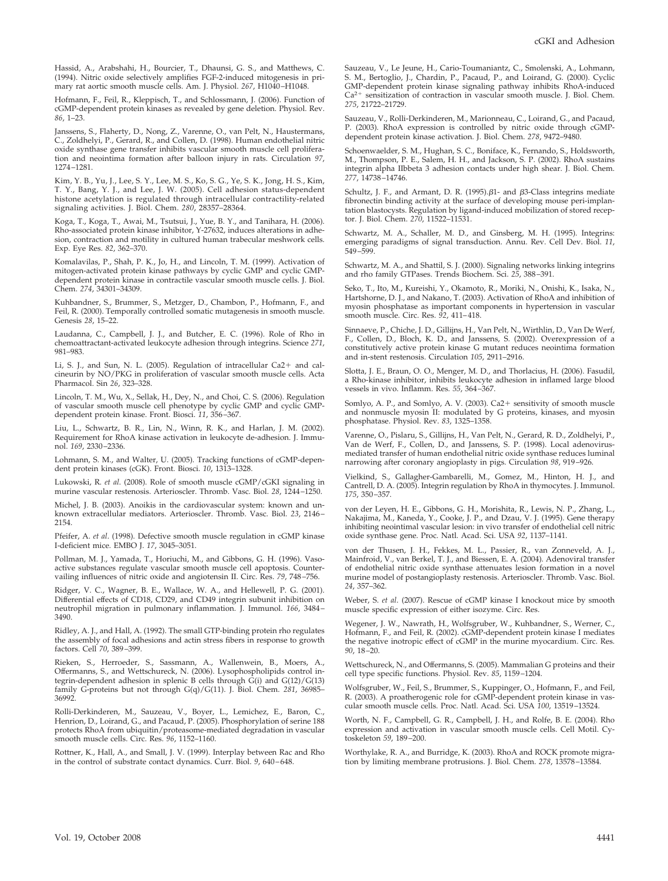Hassid, A., Arabshahi, H., Bourcier, T., Dhaunsi, G. S., and Matthews, C. (1994). Nitric oxide selectively amplifies FGF-2-induced mitogenesis in primary rat aortic smooth muscle cells. Am. J. Physiol. *267*, H1040–H1048.

Hofmann, F., Feil, R., Kleppisch, T., and Schlossmann, J. (2006). Function of cGMP-dependent protein kinases as revealed by gene deletion. Physiol. Rev. *86*, 1–23.

Janssens, S., Flaherty, D., Nong, Z., Varenne, O., van Pelt, N., Haustermans, C., Zoldhelyi, P., Gerard, R., and Collen, D. (1998). Human endothelial nitric oxide synthase gene transfer inhibits vascular smooth muscle cell proliferation and neointima formation after balloon injury in rats. Circulation *97*, 1274–1281.

Kim, Y. B., Yu, J., Lee, S. Y., Lee, M. S., Ko, S. G., Ye, S. K., Jong, H. S., Kim, T. Y., Bang, Y. J., and Lee, J. W. (2005). Cell adhesion status-dependent histone acetylation is regulated through intracellular contractility-related signaling activities. J. Biol. Chem. *280*, 28357–28364.

Koga, T., Koga, T., Awai, M., Tsutsui, J., Yue, B. Y., and Tanihara, H. (2006). Rho-associated protein kinase inhibitor, Y-27632, induces alterations in adhesion, contraction and motility in cultured human trabecular meshwork cells. Exp. Eye Res. *82*, 362–370.

Komalavilas, P., Shah, P. K., Jo, H., and Lincoln, T. M. (1999). Activation of mitogen-activated protein kinase pathways by cyclic GMP and cyclic GMP-dependent protein kinase in contractile vascular smooth muscle cells. J. Biol. Chem. *274*, 34301–34309.

Kuhbandner, S., Brummer, S., Metzger, D., Chambon, P., Hofmann, F., and Feil, R. (2000). Temporally controlled somatic mutagenesis in smooth muscle. Genesis *28*, 15–22.

Laudanna, C., Campbell, J. J., and Butcher, E. C. (1996). Role of Rho in chemoattractant-activated leukocyte adhesion through integrins. Science *271*, 981–983.

Li, S. J., and Sun, N. L. (2005). Regulation of intracellular Ca2+ and calcineurin by NO/PKG in proliferation of vascular smooth muscle cells. Acta Pharmacol. Sin *26*, 323–328.

Lincoln, T. M., Wu, X., Sellak, H., Dey, N., and Choi, C. S. (2006). Regulation of vascular smooth muscle cell phenotype by cyclic GMP and cyclic GMP-dependent protein kinase. Front. Biosci. *11*, 356–367.

Liu, L., Schwartz, B. R., Lin, N., Winn, R. K., and Harlan, J. M. (2002). Requirement for RhoA kinase activation in leukocyte de-adhesion. J. Immunol. *169*, 2330–2336.

Lohmann, S. M., and Walter, U. (2005). Tracking functions of cGMP-dependent protein kinases (cGK). Front. Biosci. *10*, 1313–1328.

Lukowski, R. *et al.* (2008). Role of smooth muscle cGMP/cGKI signaling in murine vascular restenosis. Arterioscler. Thromb. Vasc. Biol. *28*, 1244–1250.

Michel, J. B. (2003). Anoikis in the cardiovascular system: known and unknown extracellular mediators. Arterioscler. Thromb. Vasc. Biol. *23*, 2146–2154.

Pfeifer, A. *et al.* (1998). Defective smooth muscle regulation in cGMP kinase I-deficient mice. EMBO J. *17*, 3045–3051.

Pollman, M. J., Yamada, T., Horiuchi, M., and Gibbons, G. H. (1996). Vasoactive substances regulate vascular smooth muscle cell apoptosis. Countervailing influences of nitric oxide and angiotensin II. Circ. Res. *79*, 748–756.

Ridger, V. C., Wagner, B. E., Wallace, W. A., and Hellewell, P. G. (2001). Differential effects of CD18, CD29, and CD49 integrin subunit inhibition on neutrophil migration in pulmonary inflammation. J. Immunol. *166*, 3484–3490.

Ridley, A. J., and Hall, A. (1992). The small GTP-binding protein rho regulates the assembly of focal adhesions and actin stress fibers in response to growth factors. Cell *70*, 389–399.

Rieken, S., Herroeder, S., Sassmann, A., Wallenwein, B., Moers, A., Offermanns, S., and Wettschureck, N. (2006). Lysophospholipids control integrin-dependent adhesion in splenic B cells through G(i) and G(12)/G(13) family G-proteins but not through G(q)/G(11). J. Biol. Chem. *281*, 36985–36992.

Rolli-Derkinderen, M., Sauzeau, V., Boyer, L., Lemichez, E., Baron, C., Henrion, D., Loirand, G., and Pacaud, P. (2005). Phosphorylation of serine 188 protects RhoA from ubiquitin/proteasome-mediated degradation in vascular smooth muscle cells. Circ. Res. *96*, 1152–1160.

Rottner, K., Hall, A., and Small, J. V. (1999). Interplay between Rac and Rho in the control of substrate contact dynamics. Curr. Biol. *9*, 640–648.

Sauzeau, V., Le Jeune, H., Cario-Toumaniantz, C., Smolenski, A., Lohmann, S. M., Bertoglio, J., Chardin, P., Pacaud, P., and Loirand, G. (2000). Cyclic GMP-dependent protein kinase signaling pathway inhibits RhoA-induced $Ca^{2+}$ sensitization of contraction in vascular smooth muscle. J. Biol. Chem. *275*, 21722–21729.

Sauzeau, V., Rolli-Derkinderen, M., Marionneau, C., Loirand, G., and Pacaud, P. (2003). RhoA expression is controlled by nitric oxide through cGMP-dependent protein kinase activation. J. Biol. Chem. *278*, 9472–9480.

Schoenwaelder, S. M., Hughan, S. C., Boniface, K., Fernando, S., Holdsworth, M., Thompson, P. E., Salem, H. H., and Jackson, S. P. (2002). RhoA sustains integrin alpha IIbbeta 3 adhesion contacts under high shear. J. Biol. Chem. *277*, 14738–14746.

Schultz, J. F., and Armant, D. R. (1995).$\beta$1- and $\beta$3-Class integrins mediate fibronectin binding activity at the surface of developing mouse peri-implantation blastocysts. Regulation by ligand-induced mobilization of stored receptor. J. Biol. Chem. *270*, 11522–11531.

Schwartz, M. A., Schaller, M. D., and Ginsberg, M. H. (1995). Integrins: emerging paradigms of signal transduction. Annu. Rev. Cell Dev. Biol. *11*, 549–599.

Schwartz, M. A., and Shattil, S. J. (2000). Signaling networks linking integrins and rho family GTPases. Trends Biochem. Sci. *25*, 388–391.

Seko, T., Ito, M., Kureishi, Y., Okamoto, R., Moriki, N., Onishi, K., Isaka, N., Hartshorne, D. J., and Nakano, T. (2003). Activation of RhoA and inhibition of myosin phosphatase as important components in hypertension in vascular smooth muscle. Circ. Res. *92*, 411–418.

Sinnaeve, P., Chiche, J. D., Gillijns, H., Van Pelt, N., Wirthlin, D., Van De Werf, F., Collen, D., Bloch, K. D., and Janssens, S. (2002). Overexpression of a constitutively active protein kinase G mutant reduces neointima formation and in-stent restenosis. Circulation *105*, 2911–2916.

Slotta, J. E., Braun, O. O., Menger, M. D., and Thorlacius, H. (2006). Fasudil, a Rho-kinase inhibitor, inhibits leukocyte adhesion in inflamed large blood vessels in vivo. Inflamm. Res. *55*, 364–367.

Somlyo, A. P., and Somlyo, A. V. (2003). Ca2+ sensitivity of smooth muscle and nonmuscle myosin II: modulated by G proteins, kinases, and myosin phosphatase. Physiol. Rev. *83*, 1325–1358.

Varenne, O., Pislaru, S., Gillijns, H., Van Pelt, N., Gerard, R. D., Zoldhelyi, P., Van de Werf, F., Collen, D., and Janssens, S. P. (1998). Local adenovirus-mediated transfer of human endothelial nitric oxide synthase reduces luminal narrowing after coronary angioplasty in pigs. Circulation *98*, 919–926.

Vielkind, S., Gallagher-Gambarelli, M., Gomez, M., Hinton, H. J., and Cantrell, D. A. (2005). Integrin regulation by RhoA in thymocytes. J. Immunol. *175*, 350–357.

von der Leyen, H. E., Gibbons, G. H., Morishita, R., Lewis, N. P., Zhang, L., Nakajima, M., Kaneda, Y., Cooke, J. P., and Dzau, V. J. (1995). Gene therapy inhibiting neointimal vascular lesion: in vivo transfer of endothelial cell nitric oxide synthase gene. Proc. Natl. Acad. Sci. USA *92*, 1137–1141.

von der Thusen, J. H., Fekkes, M. L., Passier, R., van Zonneveld, A. J., Mainfroid, V., van Berkel, T. J., and Biessen, E. A. (2004). Adenoviral transfer of endothelial nitric oxide synthase attenuates lesion formation in a novel murine model of postangioplasty restenosis. Arterioscler. Thromb. Vasc. Biol. *24*, 357–362.

Weber, S. *et al.* (2007). Rescue of cGMP kinase I knockout mice by smooth muscle specific expression of either isozyme. Circ. Res.

Wegener, J. W., Nawrath, H., Wolfsgruber, W., Kuhbandner, S., Werner, C., Hofmann, F., and Feil, R. (2002). cGMP-dependent protein kinase I mediates the negative inotropic effect of cGMP in the murine myocardium. Circ. Res. *90*, 18–20.

Wettschureck, N., and Offermanns, S. (2005). Mammalian G proteins and their cell type specific functions. Physiol. Rev. *85*, 1159–1204.

Wolfsgruber, W., Feil, S., Brummer, S., Kuppinger, O., Hofmann, F., and Feil, R. (2003). A proatherogenic role for cGMP-dependent protein kinase in vascular smooth muscle cells. Proc. Natl. Acad. Sci. USA *100*, 13519–13524.

Worth, N. F., Campbell, G. R., Campbell, J. H., and Rolfe, B. E. (2004). Rho expression and activation in vascular smooth muscle cells. Cell Motil. Cytoskeleton *59*, 189–200.

Worthylake, R. A., and Burridge, K. (2003). RhoA and ROCK promote migration by limiting membrane protrusions. J. Biol. Chem. *278*, 13578–13584.